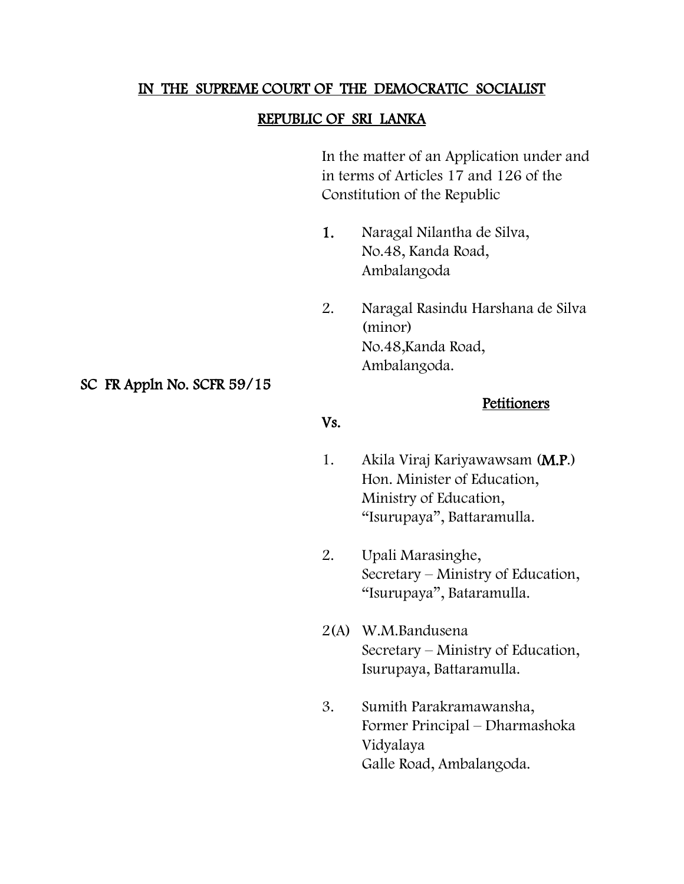# IN THE SUPREME COURT OF THE DEMOCRATIC SOCIALIST REPUBLIC OF SRI LANKA

In the matter of an Application under and in terms of Articles 17 and 126 of the Constitution of the Republic

1. Naragal Nilantha de Silva,
   No.48, Kanda Road,
   Ambalangoda

2. Naragal Rasindu Harshana de Silva (minor)
   No.48,Kanda Road,
   Ambalangoda.

**SC FR Appln No. SCFR 59/15**

**Petitioners**

**Vs.**

1. Akila Viraj Kariyawawsam (**M.P**.)
   Hon. Minister of Education,
   Ministry of Education,
   "Isurupaya", Battaramulla.

2. Upali Marasinghe,
   Secretary – Ministry of Education,
   "Isurupaya", Bataramulla.

2(A) W.M.Bandusena
   Secretary – Ministry of Education,
   Isurupaya, Battaramulla.

3. Sumith Parakramawansha,
   Former Principal – Dharmashoka Vidyalaya
   Galle Road, Ambalangoda.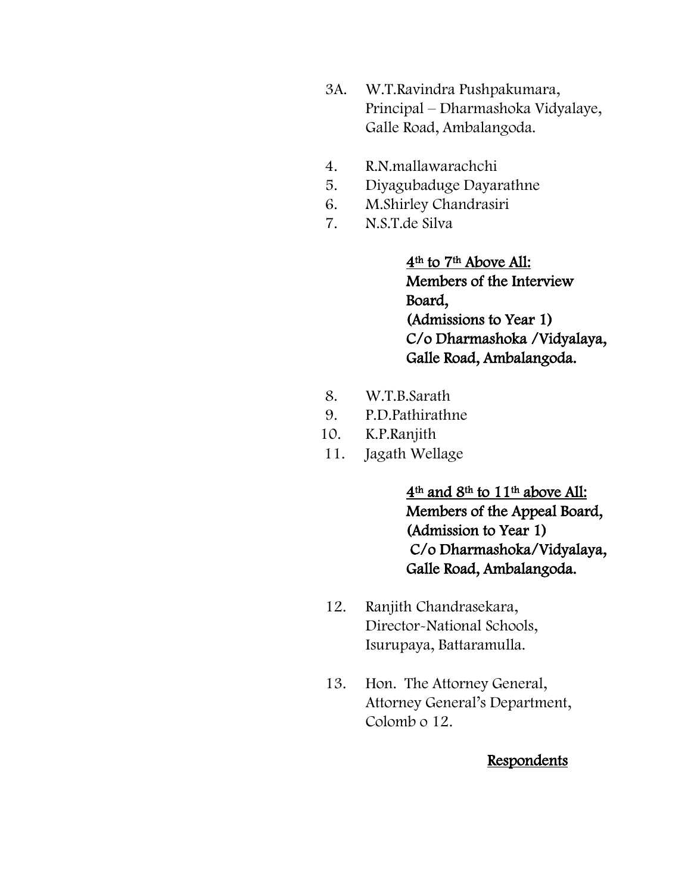3A. W.T.Ravindra Pushpakumara,
Principal – Dharmashoka Vidyalaye,
Galle Road, Ambalangoda.

4. R.N.mallawarachchi
5. Diyagubaduge Dayarathne
6. M.Shirley Chandrasiri
7. N.S.T.de Silva

**<u>4th to 7th Above All:</u>**
**Members of the Interview Board,**
**(Admissions to Year 1)**
**C/o Dharmashoka /Vidyalaya,**
**Galle Road, Ambalangoda.**

8. W.T.B.Sarath
9. P.D.Pathirathne
10. K.P.Ranjith
11. Jagath Wellage

**<u>4th and 8th to 11th above All:</u>**
**Members of the Appeal Board,**
**(Admission to Year 1)**
**C/o Dharmashoka/Vidyalaya,**
**Galle Road, Ambalangoda.**

12. Ranjith Chandrasekara,
Director-National Schools,
Isurupaya, Battaramulla.

13. Hon. The Attorney General,
Attorney General's Department,
Colomb o 12.

**<u>Respondents</u>**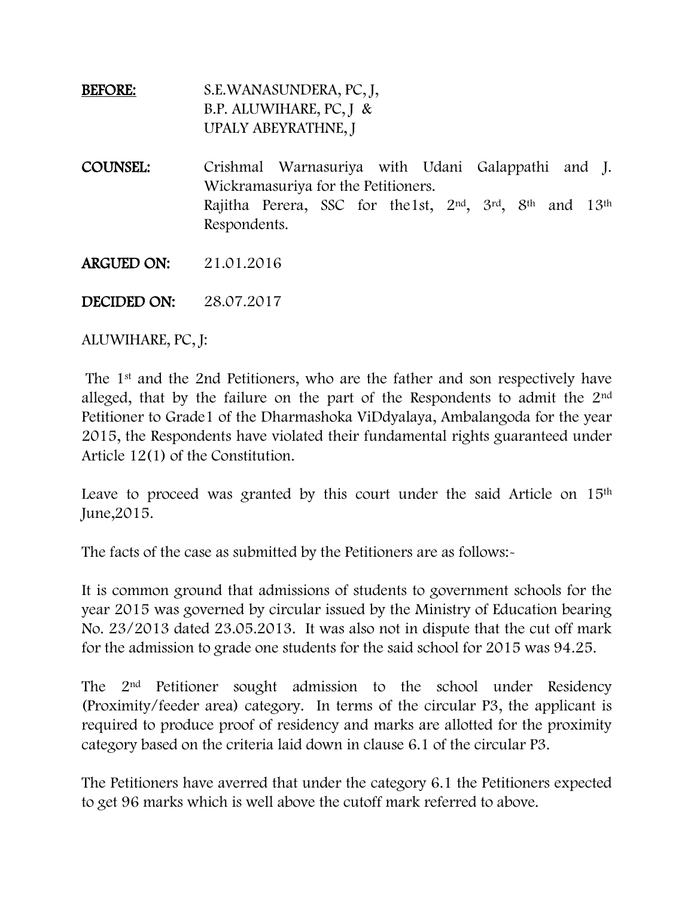**BEFORE:** S.E.WANASUNDERA, PC, J,
B.P. ALUWIHARE, PC, J &
UPALY ABEYRATHNE, J

**COUNSEL:** Crishmal Warnasuriya with Udani Galappathi and J. Wickramasuriya for the Petitioners.
Rajitha Perera, SSC for the1st, 2nd, 3rd, 8th and 13th Respondents.

**ARGUED ON:** 21.01.2016

**DECIDED ON:** 28.07.2017

ALUWIHARE, PC, J:

The 1st and the 2nd Petitioners, who are the father and son respectively have alleged, that by the failure on the part of the Respondents to admit the 2nd Petitioner to Grade1 of the Dharmashoka ViDdyalaya, Ambalangoda for the year 2015, the Respondents have violated their fundamental rights guaranteed under Article 12(1) of the Constitution.

Leave to proceed was granted by this court under the said Article on 15th June,2015.

The facts of the case as submitted by the Petitioners are as follows:-

It is common ground that admissions of students to government schools for the year 2015 was governed by circular issued by the Ministry of Education bearing No. 23/2013 dated 23.05.2013. It was also not in dispute that the cut off mark for the admission to grade one students for the said school for 2015 was 94.25.

The 2nd Petitioner sought admission to the school under Residency (Proximity/feeder area) category. In terms of the circular P3, the applicant is required to produce proof of residency and marks are allotted for the proximity category based on the criteria laid down in clause 6.1 of the circular P3.

The Petitioners have averred that under the category 6.1 the Petitioners expected to get 96 marks which is well above the cutoff mark referred to above.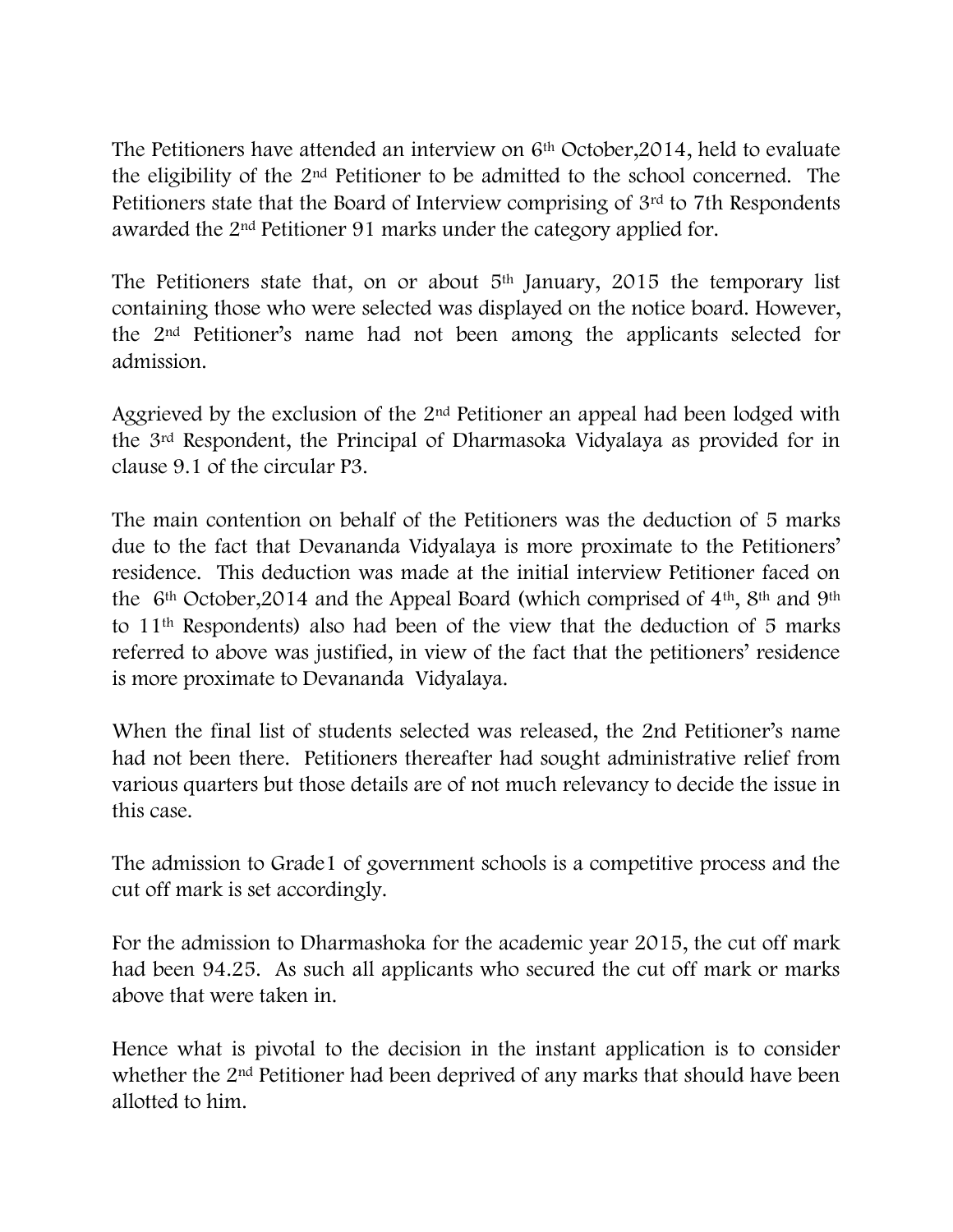The Petitioners have attended an interview on 6th October,2014, held to evaluate the eligibility of the 2nd Petitioner to be admitted to the school concerned. The Petitioners state that the Board of Interview comprising of 3rd to 7th Respondents awarded the 2nd Petitioner 91 marks under the category applied for.

The Petitioners state that, on or about 5th January, 2015 the temporary list containing those who were selected was displayed on the notice board. However, the 2nd Petitioner's name had not been among the applicants selected for admission.

Aggrieved by the exclusion of the 2nd Petitioner an appeal had been lodged with the 3rd Respondent, the Principal of Dharmasoka Vidyalaya as provided for in clause 9.1 of the circular P3.

The main contention on behalf of the Petitioners was the deduction of 5 marks due to the fact that Devananda Vidyalaya is more proximate to the Petitioners' residence. This deduction was made at the initial interview Petitioner faced on the 6th October,2014 and the Appeal Board (which comprised of 4th, 8th and 9th to 11th Respondents) also had been of the view that the deduction of 5 marks referred to above was justified, in view of the fact that the petitioners' residence is more proximate to Devananda Vidyalaya.

When the final list of students selected was released, the 2nd Petitioner's name had not been there. Petitioners thereafter had sought administrative relief from various quarters but those details are of not much relevancy to decide the issue in this case.

The admission to Grade1 of government schools is a competitive process and the cut off mark is set accordingly.

For the admission to Dharmashoka for the academic year 2015, the cut off mark had been 94.25. As such all applicants who secured the cut off mark or marks above that were taken in.

Hence what is pivotal to the decision in the instant application is to consider whether the 2nd Petitioner had been deprived of any marks that should have been allotted to him.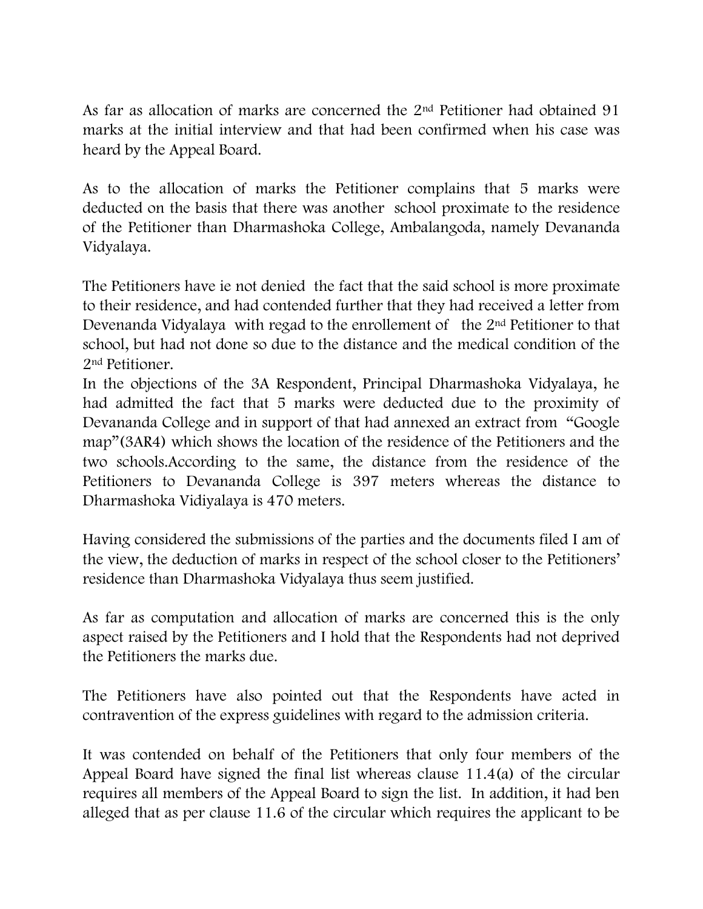As far as allocation of marks are concerned the 2nd Petitioner had obtained 91 marks at the initial interview and that had been confirmed when his case was heard by the Appeal Board.

As to the allocation of marks the Petitioner complains that 5 marks were deducted on the basis that there was another school proximate to the residence of the Petitioner than Dharmashoka College, Ambalangoda, namely Devananda Vidyalaya.

The Petitioners have ie not denied the fact that the said school is more proximate to their residence, and had contended further that they had received a letter from Devenanda Vidyalaya with regad to the enrollement of the 2nd Petitioner to that school, but had not done so due to the distance and the medical condition of the 2nd Petitioner.
In the objections of the 3A Respondent, Principal Dharmashoka Vidyalaya, he had admitted the fact that 5 marks were deducted due to the proximity of Devananda College and in support of that had annexed an extract from "Google map"(3AR4) which shows the location of the residence of the Petitioners and the two schools.According to the same, the distance from the residence of the Petitioners to Devananda College is 397 meters whereas the distance to Dharmashoka Vidiyalaya is 470 meters.

Having considered the submissions of the parties and the documents filed I am of the view, the deduction of marks in respect of the school closer to the Petitioners' residence than Dharmashoka Vidyalaya thus seem justified.

As far as computation and allocation of marks are concerned this is the only aspect raised by the Petitioners and I hold that the Respondents had not deprived the Petitioners the marks due.

The Petitioners have also pointed out that the Respondents have acted in contravention of the express guidelines with regard to the admission criteria.

It was contended on behalf of the Petitioners that only four members of the Appeal Board have signed the final list whereas clause 11.4(a) of the circular requires all members of the Appeal Board to sign the list. In addition, it had ben alleged that as per clause 11.6 of the circular which requires the applicant to be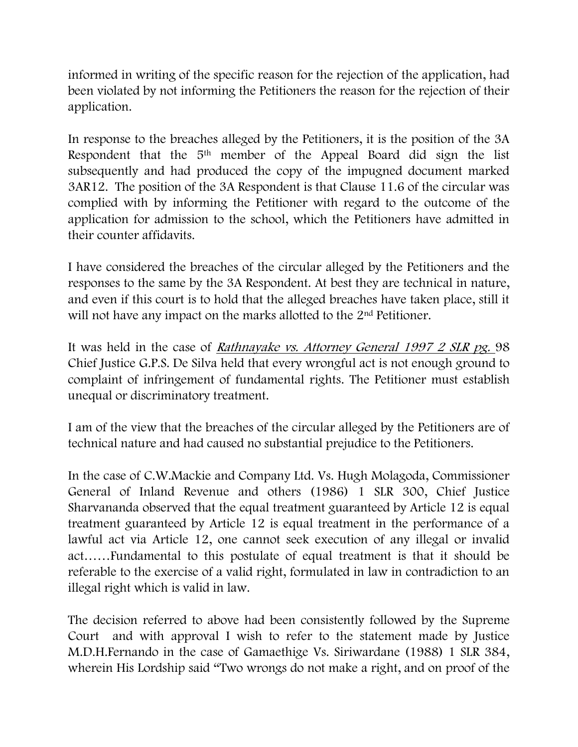informed in writing of the specific reason for the rejection of the application, had been violated by not informing the Petitioners the reason for the rejection of their application.

In response to the breaches alleged by the Petitioners, it is the position of the 3A Respondent that the 5th member of the Appeal Board did sign the list subsequently and had produced the copy of the impugned document marked 3AR12. The position of the 3A Respondent is that Clause 11.6 of the circular was complied with by informing the Petitioner with regard to the outcome of the application for admission to the school, which the Petitioners have admitted in their counter affidavits.

I have considered the breaches of the circular alleged by the Petitioners and the responses to the same by the 3A Respondent. At best they are technical in nature, and even if this court is to hold that the alleged breaches have taken place, still it will not have any impact on the marks allotted to the 2nd Petitioner.

It was held in the case of *Rathnayake vs. Attorney General 1997 2 SLR pg.* 98 Chief Justice G.P.S. De Silva held that every wrongful act is not enough ground to complaint of infringement of fundamental rights. The Petitioner must establish unequal or discriminatory treatment.

I am of the view that the breaches of the circular alleged by the Petitioners are of technical nature and had caused no substantial prejudice to the Petitioners.

In the case of C.W.Mackie and Company Ltd. Vs. Hugh Molagoda, Commissioner General of Inland Revenue and others (1986) 1 SLR 300, Chief Justice Sharvananda observed that the equal treatment guaranteed by Article 12 is equal treatment guaranteed by Article 12 is equal treatment in the performance of a lawful act via Article 12, one cannot seek execution of any illegal or invalid act……Fundamental to this postulate of equal treatment is that it should be referable to the exercise of a valid right, formulated in law in contradiction to an illegal right which is valid in law.

The decision referred to above had been consistently followed by the Supreme Court and with approval I wish to refer to the statement made by Justice M.D.H.Fernando in the case of Gamaethige Vs. Siriwardane (1988) 1 SLR 384, wherein His Lordship said "Two wrongs do not make a right, and on proof of the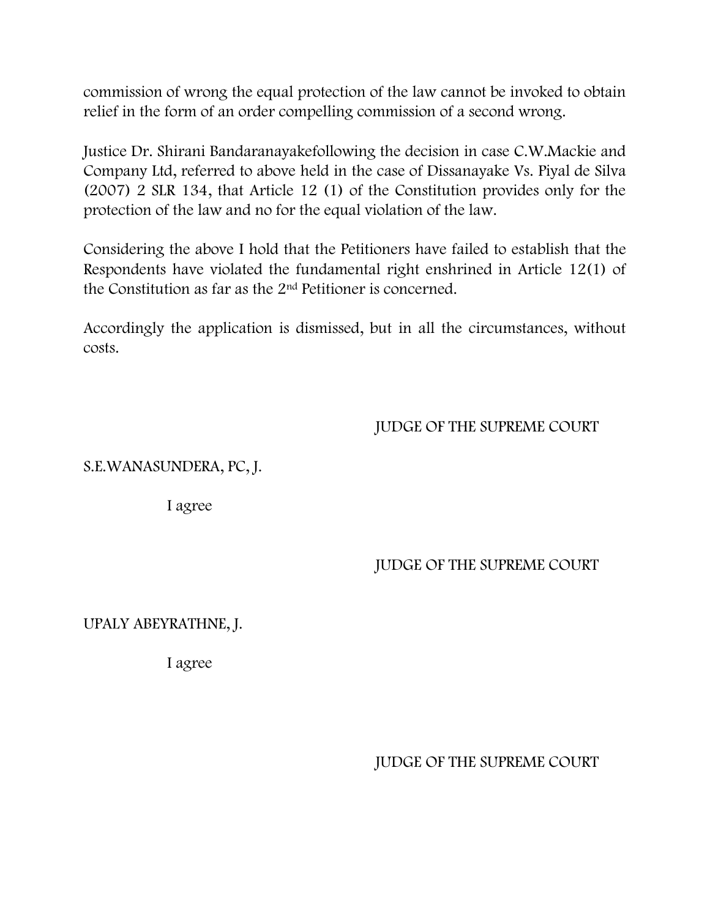commission of wrong the equal protection of the law cannot be invoked to obtain relief in the form of an order compelling commission of a second wrong.

Justice Dr. Shirani Bandaranayakefollowing the decision in case C.W.Mackie and Company Ltd, referred to above held in the case of Dissanayake Vs. Piyal de Silva (2007) 2 SLR 134, that Article 12 (1) of the Constitution provides only for the protection of the law and no for the equal violation of the law.

Considering the above I hold that the Petitioners have failed to establish that the Respondents have violated the fundamental right enshrined in Article 12(1) of the Constitution as far as the 2nd Petitioner is concerned.

Accordingly the application is dismissed, but in all the circumstances, without costs.

JUDGE OF THE SUPREME COURT

S.E.WANASUNDERA, PC, J.

I agree

JUDGE OF THE SUPREME COURT

UPALY ABEYRATHNE, J.

I agree

JUDGE OF THE SUPREME COURT